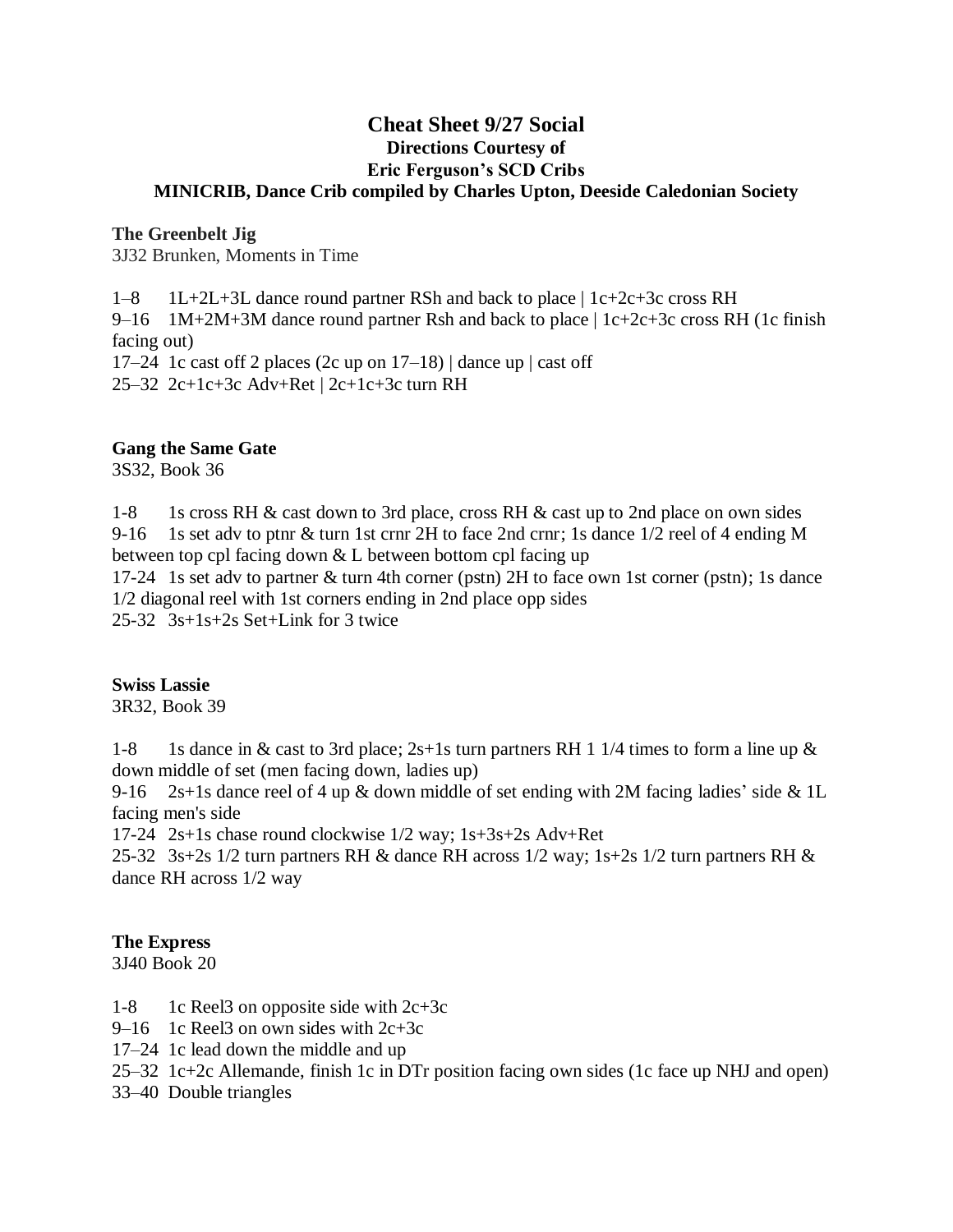# Cheat Sheet 9/27 Social

**Directions Courtesy of**
**Eric Ferguson's SCD Cribs**
**MINICRIB, Dance Crib compiled by Charles Upton, Deeside Caledonian Society**

### The Greenbelt Jig

3J32 Brunken, Moments in Time

1–8 1L+2L+3L dance round partner RSh and back to place | 1c+2c+3c cross RH
9–16 1M+2M+3M dance round partner Rsh and back to place | 1c+2c+3c cross RH (1c finish facing out)
17–24 1c cast off 2 places (2c up on 17–18) | dance up | cast off
25–32 2c+1c+3c Adv+Ret | 2c+1c+3c turn RH

### Gang the Same Gate

3S32, Book 36

1-8 1s cross RH & cast down to 3rd place, cross RH & cast up to 2nd place on own sides
9-16 1s set adv to ptnr & turn 1st crnr 2H to face 2nd crnr; 1s dance 1/2 reel of 4 ending M between top cpl facing down & L between bottom cpl facing up
17-24 1s set adv to partner & turn 4th corner (pstn) 2H to face own 1st corner (pstn); 1s dance 1/2 diagonal reel with 1st corners ending in 2nd place opp sides
25-32 3s+1s+2s Set+Link for 3 twice

### Swiss Lassie

3R32, Book 39

1-8 1s dance in & cast to 3rd place; 2s+1s turn partners RH 1 1/4 times to form a line up & down middle of set (men facing down, ladies up)
9-16 2s+1s dance reel of 4 up & down middle of set ending with 2M facing ladies' side & 1L facing men's side
17-24 2s+1s chase round clockwise 1/2 way; 1s+3s+2s Adv+Ret
25-32 3s+2s 1/2 turn partners RH & dance RH across 1/2 way; 1s+2s 1/2 turn partners RH & dance RH across 1/2 way

### The Express

3J40 Book 20

1-8 1c Reel3 on opposite side with 2c+3c
9–16 1c Reel3 on own sides with 2c+3c
17–24 1c lead down the middle and up
25–32 1c+2c Allemande, finish 1c in DTr position facing own sides (1c face up NHJ and open)
33–40 Double triangles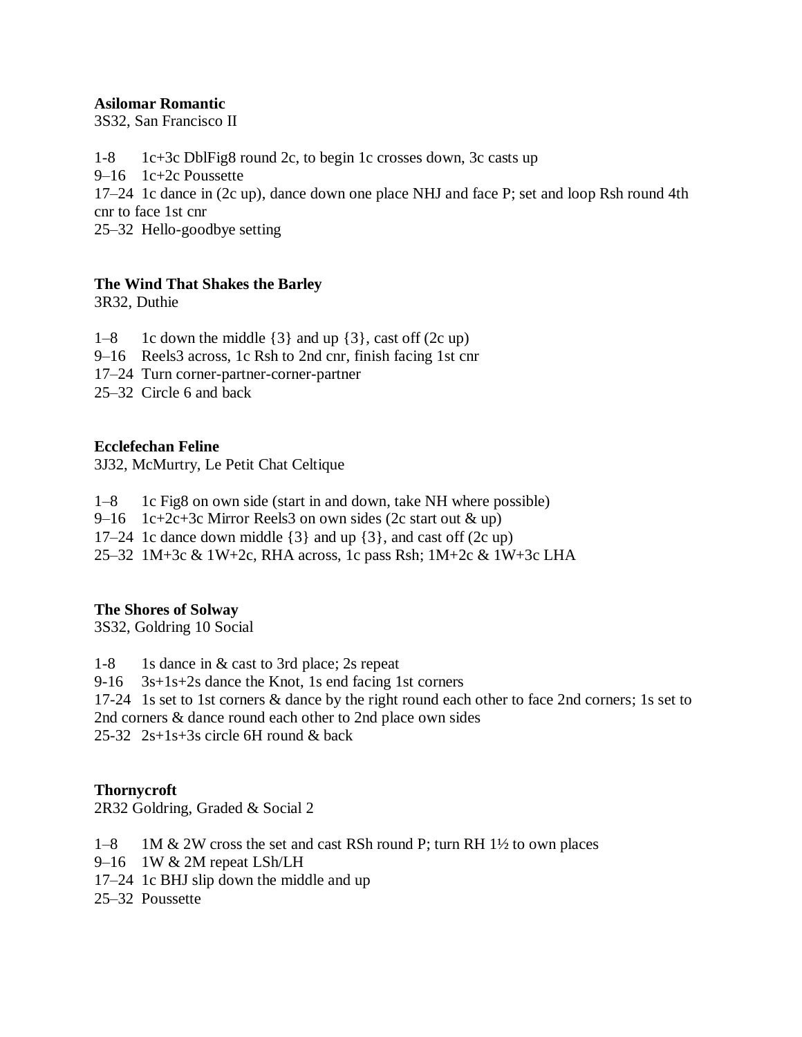**Asilomar Romantic**
3S32, San Francisco II

1-8    1c+3c DblFig8 round 2c, to begin 1c crosses down, 3c casts up
9–16   1c+2c Poussette
17–24  1c dance in (2c up), dance down one place NHJ and face P; set and loop Rsh round 4th cnr to face 1st cnr
25–32  Hello-goodbye setting

**The Wind That Shakes the Barley**
3R32, Duthie

1–8    1c down the middle {3} and up {3}, cast off (2c up)
9–16   Reels3 across, 1c Rsh to 2nd cnr, finish facing 1st cnr
17–24  Turn corner-partner-corner-partner
25–32  Circle 6 and back

**Ecclefechan Feline**
3J32, McMurtry, Le Petit Chat Celtique

1–8    1c Fig8 on own side (start in and down, take NH where possible)
9–16   1c+2c+3c Mirror Reels3 on own sides (2c start out & up)
17–24  1c dance down middle {3} and up {3}, and cast off (2c up)
25–32  1M+3c & 1W+2c, RHA across, 1c pass Rsh; 1M+2c & 1W+3c LHA

**The Shores of Solway**
3S32, Goldring 10 Social

1-8    1s dance in & cast to 3rd place; 2s repeat
9-16   3s+1s+2s dance the Knot, 1s end facing 1st corners
17-24  1s set to 1st corners & dance by the right round each other to face 2nd corners; 1s set to 2nd corners & dance round each other to 2nd place own sides
25-32  2s+1s+3s circle 6H round & back

**Thornycroft**
2R32 Goldring, Graded & Social 2

1–8    1M & 2W cross the set and cast RSh round P; turn RH 1½ to own places
9–16   1W & 2M repeat LSh/LH
17–24  1c BHJ slip down the middle and up
25–32  Poussette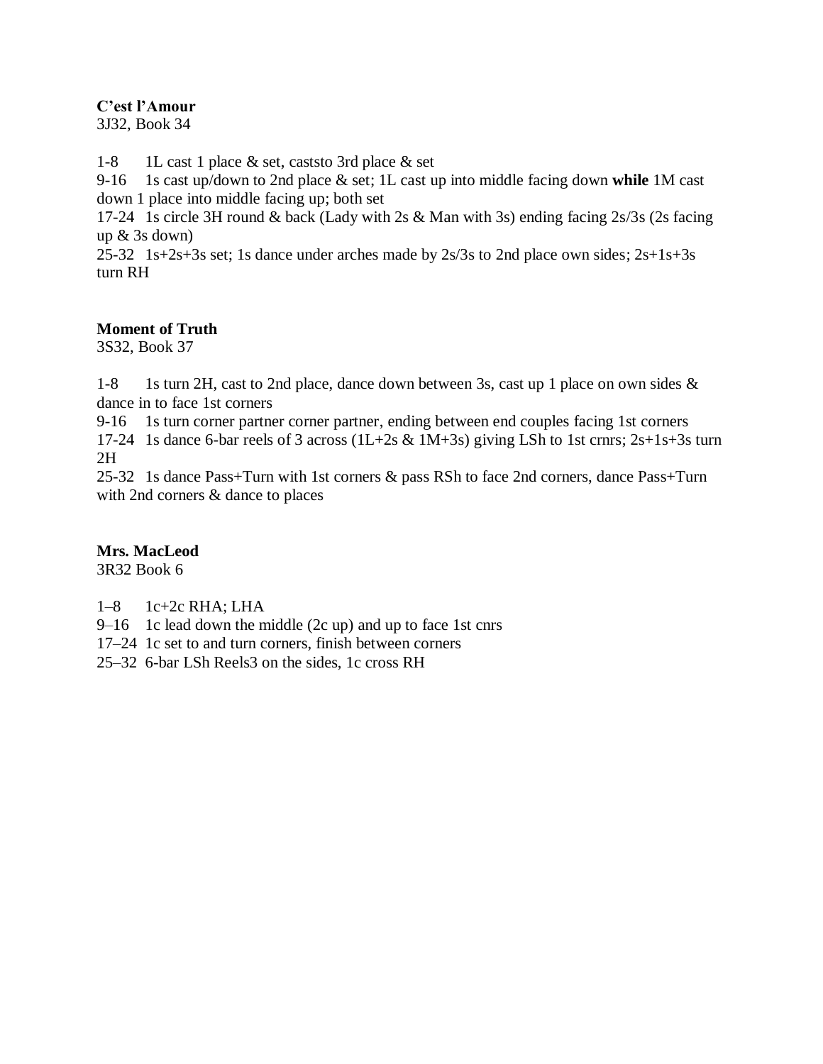**C'est l'Amour**
3J32, Book 34

1-8 1L cast 1 place & set, caststo 3rd place & set
9-16 1s cast up/down to 2nd place & set; 1L cast up into middle facing down **while** 1M cast down 1 place into middle facing up; both set
17-24 1s circle 3H round & back (Lady with 2s & Man with 3s) ending facing 2s/3s (2s facing up & 3s down)
25-32 1s+2s+3s set; 1s dance under arches made by 2s/3s to 2nd place own sides; 2s+1s+3s turn RH

**Moment of Truth**
3S32, Book 37

1-8 1s turn 2H, cast to 2nd place, dance down between 3s, cast up 1 place on own sides & dance in to face 1st corners
9-16 1s turn corner partner corner partner, ending between end couples facing 1st corners
17-24 1s dance 6-bar reels of 3 across (1L+2s & 1M+3s) giving LSh to 1st crnrs; 2s+1s+3s turn 2H
25-32 1s dance Pass+Turn with 1st corners & pass RSh to face 2nd corners, dance Pass+Turn with 2nd corners & dance to places

**Mrs. MacLeod**
3R32 Book 6

1–8 1c+2c RHA; LHA
9–16 1c lead down the middle (2c up) and up to face 1st cnrs
17–24 1c set to and turn corners, finish between corners
25–32 6-bar LSh Reels3 on the sides, 1c cross RH